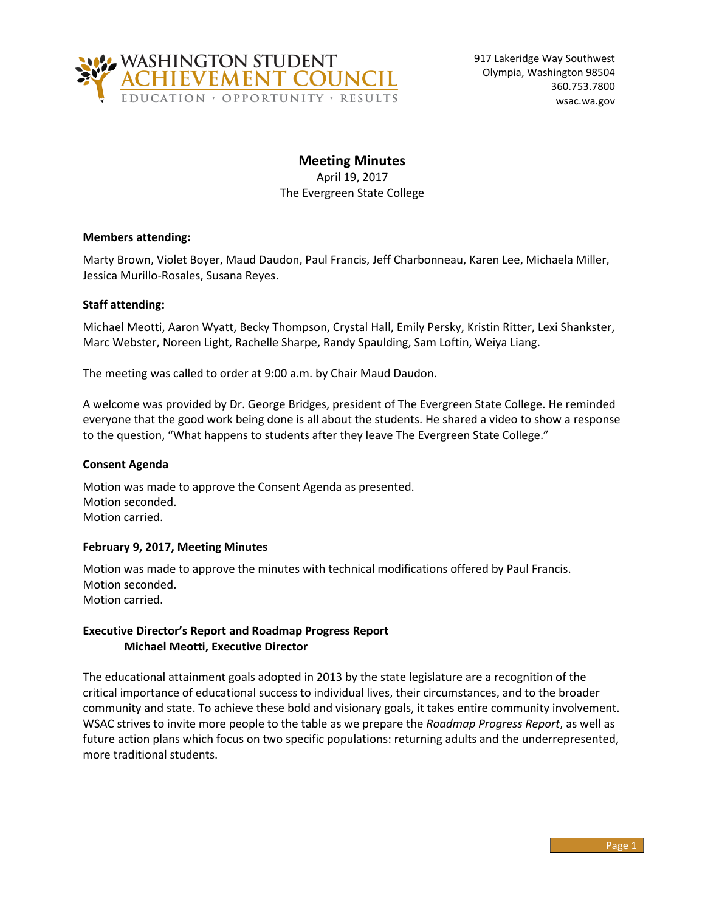WASHINGTON STUDENT ACHIEVEMENT COUNCIL
EDUCATION · OPPORTUNITY · RESULTS

917 Lakeridge Way Southwest
Olympia, Washington 98504
360.753.7800
wsac.wa.gov

# Meeting Minutes

April 19, 2017
The Evergreen State College

**Members attending:**

Marty Brown, Violet Boyer, Maud Daudon, Paul Francis, Jeff Charbonneau, Karen Lee, Michaela Miller, Jessica Murillo-Rosales, Susana Reyes.

**Staff attending:**

Michael Meotti, Aaron Wyatt, Becky Thompson, Crystal Hall, Emily Persky, Kristin Ritter, Lexi Shankster, Marc Webster, Noreen Light, Rachelle Sharpe, Randy Spaulding, Sam Loftin, Weiya Liang.

The meeting was called to order at 9:00 a.m. by Chair Maud Daudon.

A welcome was provided by Dr. George Bridges, president of The Evergreen State College. He reminded everyone that the good work being done is all about the students. He shared a video to show a response to the question, "What happens to students after they leave The Evergreen State College."

**Consent Agenda**

Motion was made to approve the Consent Agenda as presented.
Motion seconded.
Motion carried.

**February 9, 2017, Meeting Minutes**

Motion was made to approve the minutes with technical modifications offered by Paul Francis.
Motion seconded.
Motion carried.

**Executive Director's Report and Roadmap Progress Report**
**Michael Meotti, Executive Director**

The educational attainment goals adopted in 2013 by the state legislature are a recognition of the critical importance of educational success to individual lives, their circumstances, and to the broader community and state. To achieve these bold and visionary goals, it takes entire community involvement. WSAC strives to invite more people to the table as we prepare the *Roadmap Progress Report*, as well as future action plans which focus on two specific populations: returning adults and the underrepresented, more traditional students.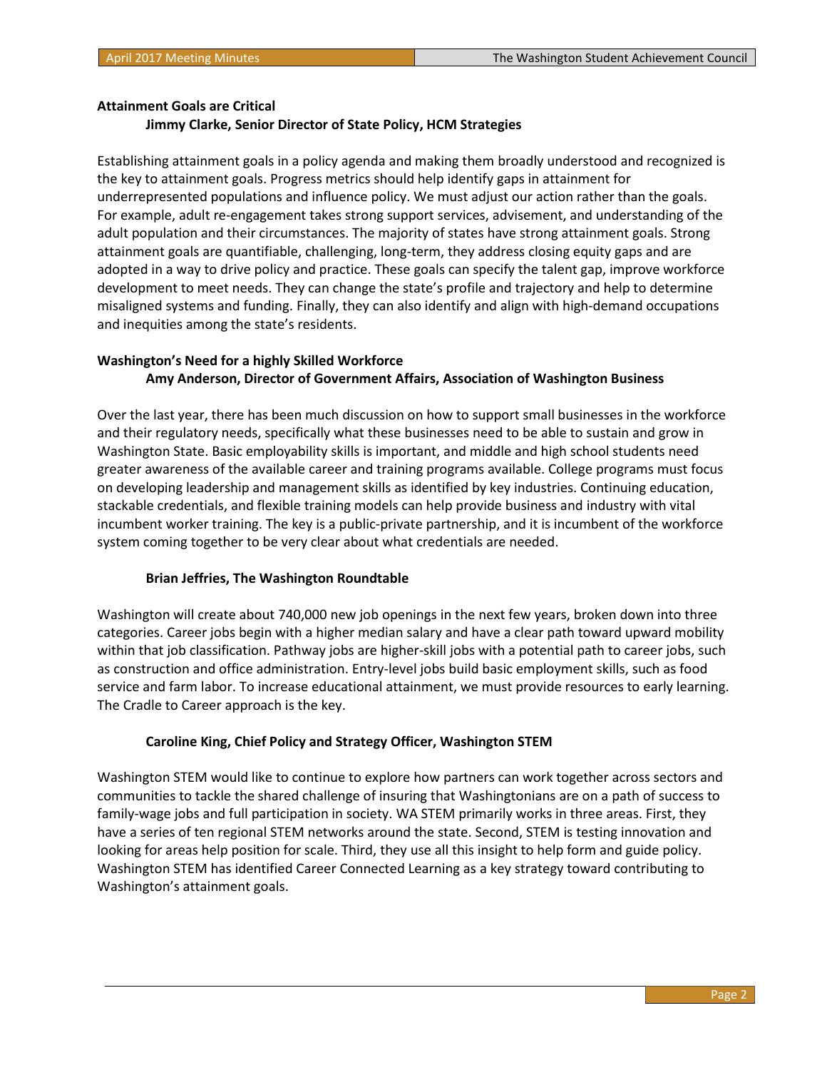**Attainment Goals are Critical**

**Jimmy Clarke, Senior Director of State Policy, HCM Strategies**

Establishing attainment goals in a policy agenda and making them broadly understood and recognized is the key to attainment goals. Progress metrics should help identify gaps in attainment for underrepresented populations and influence policy. We must adjust our action rather than the goals. For example, adult re-engagement takes strong support services, advisement, and understanding of the adult population and their circumstances. The majority of states have strong attainment goals. Strong attainment goals are quantifiable, challenging, long-term, they address closing equity gaps and are adopted in a way to drive policy and practice. These goals can specify the talent gap, improve workforce development to meet needs. They can change the state's profile and trajectory and help to determine misaligned systems and funding. Finally, they can also identify and align with high-demand occupations and inequities among the state's residents.

**Washington's Need for a highly Skilled Workforce**

**Amy Anderson, Director of Government Affairs, Association of Washington Business**

Over the last year, there has been much discussion on how to support small businesses in the workforce and their regulatory needs, specifically what these businesses need to be able to sustain and grow in Washington State. Basic employability skills is important, and middle and high school students need greater awareness of the available career and training programs available. College programs must focus on developing leadership and management skills as identified by key industries. Continuing education, stackable credentials, and flexible training models can help provide business and industry with vital incumbent worker training. The key is a public-private partnership, and it is incumbent of the workforce system coming together to be very clear about what credentials are needed.

**Brian Jeffries, The Washington Roundtable**

Washington will create about 740,000 new job openings in the next few years, broken down into three categories. Career jobs begin with a higher median salary and have a clear path toward upward mobility within that job classification. Pathway jobs are higher-skill jobs with a potential path to career jobs, such as construction and office administration. Entry-level jobs build basic employment skills, such as food service and farm labor. To increase educational attainment, we must provide resources to early learning. The Cradle to Career approach is the key.

**Caroline King, Chief Policy and Strategy Officer, Washington STEM**

Washington STEM would like to continue to explore how partners can work together across sectors and communities to tackle the shared challenge of insuring that Washingtonians are on a path of success to family-wage jobs and full participation in society. WA STEM primarily works in three areas. First, they have a series of ten regional STEM networks around the state. Second, STEM is testing innovation and looking for areas help position for scale. Third, they use all this insight to help form and guide policy. Washington STEM has identified Career Connected Learning as a key strategy toward contributing to Washington's attainment goals.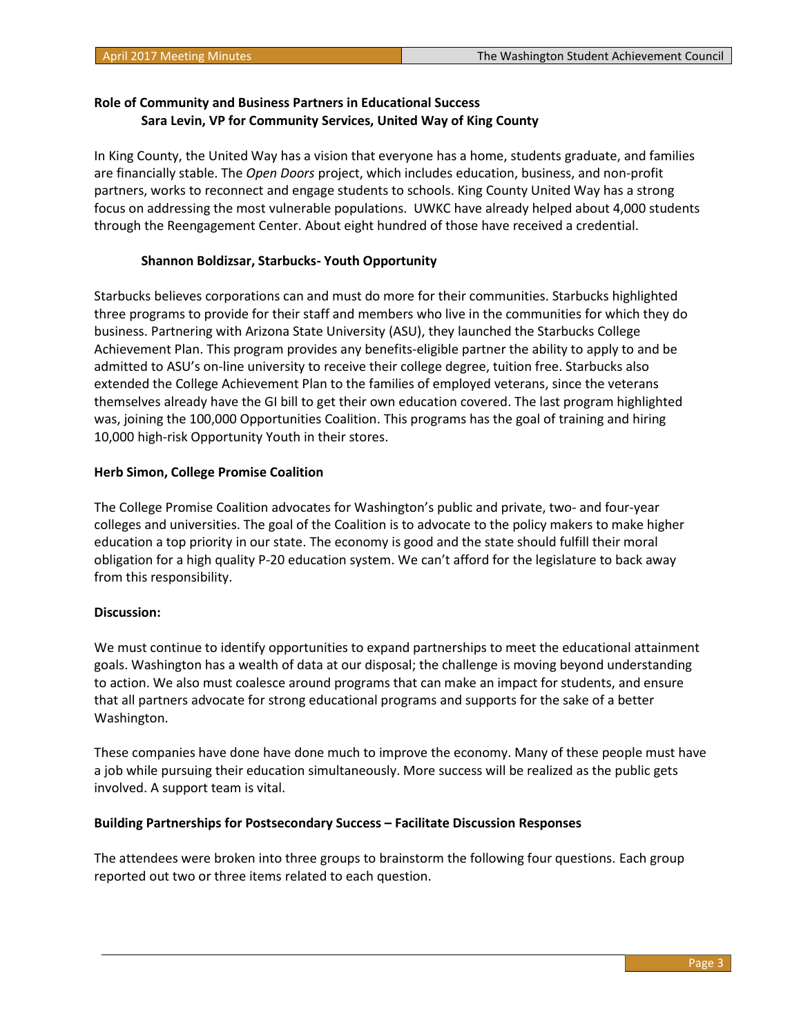**Role of Community and Business Partners in Educational Success**
**Sara Levin, VP for Community Services, United Way of King County**

In King County, the United Way has a vision that everyone has a home, students graduate, and families are financially stable. The *Open Doors* project, which includes education, business, and non-profit partners, works to reconnect and engage students to schools. King County United Way has a strong focus on addressing the most vulnerable populations. UWKC have already helped about 4,000 students through the Reengagement Center. About eight hundred of those have received a credential.

**Shannon Boldizsar, Starbucks- Youth Opportunity**

Starbucks believes corporations can and must do more for their communities. Starbucks highlighted three programs to provide for their staff and members who live in the communities for which they do business. Partnering with Arizona State University (ASU), they launched the Starbucks College Achievement Plan. This program provides any benefits-eligible partner the ability to apply to and be admitted to ASU's on-line university to receive their college degree, tuition free. Starbucks also extended the College Achievement Plan to the families of employed veterans, since the veterans themselves already have the GI bill to get their own education covered. The last program highlighted was, joining the 100,000 Opportunities Coalition. This programs has the goal of training and hiring 10,000 high-risk Opportunity Youth in their stores.

**Herb Simon, College Promise Coalition**

The College Promise Coalition advocates for Washington's public and private, two- and four-year colleges and universities. The goal of the Coalition is to advocate to the policy makers to make higher education a top priority in our state. The economy is good and the state should fulfill their moral obligation for a high quality P-20 education system. We can't afford for the legislature to back away from this responsibility.

**Discussion:**

We must continue to identify opportunities to expand partnerships to meet the educational attainment goals. Washington has a wealth of data at our disposal; the challenge is moving beyond understanding to action. We also must coalesce around programs that can make an impact for students, and ensure that all partners advocate for strong educational programs and supports for the sake of a better Washington.

These companies have done have done much to improve the economy. Many of these people must have a job while pursuing their education simultaneously. More success will be realized as the public gets involved. A support team is vital.

**Building Partnerships for Postsecondary Success – Facilitate Discussion Responses**

The attendees were broken into three groups to brainstorm the following four questions. Each group reported out two or three items related to each question.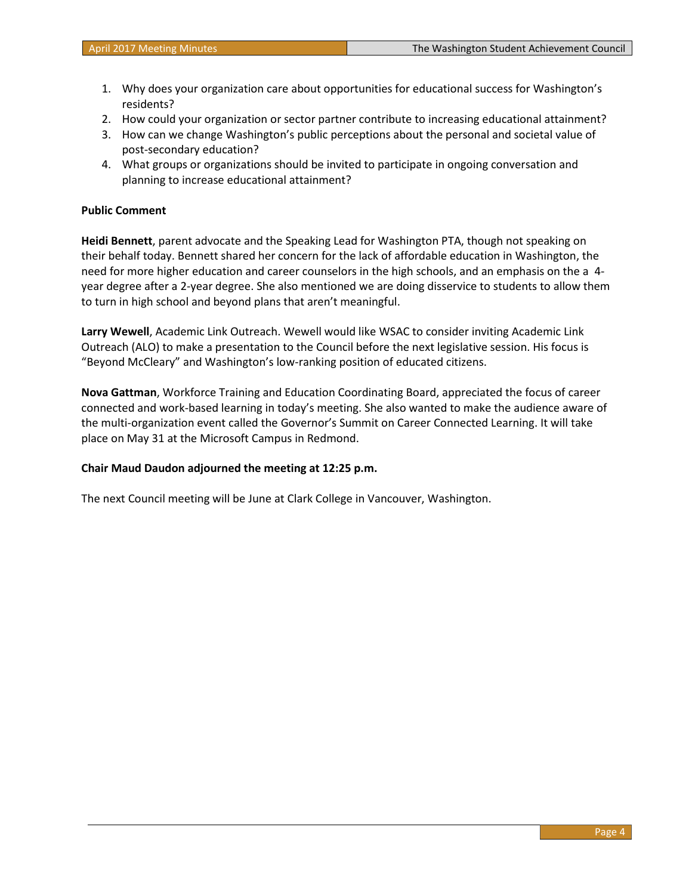1. Why does your organization care about opportunities for educational success for Washington's residents?
2. How could your organization or sector partner contribute to increasing educational attainment?
3. How can we change Washington's public perceptions about the personal and societal value of post-secondary education?
4. What groups or organizations should be invited to participate in ongoing conversation and planning to increase educational attainment?

**Public Comment**

**Heidi Bennett**, parent advocate and the Speaking Lead for Washington PTA, though not speaking on their behalf today. Bennett shared her concern for the lack of affordable education in Washington, the need for more higher education and career counselors in the high schools, and an emphasis on the a 4-year degree after a 2-year degree. She also mentioned we are doing disservice to students to allow them to turn in high school and beyond plans that aren't meaningful.

**Larry Wewell**, Academic Link Outreach. Wewell would like WSAC to consider inviting Academic Link Outreach (ALO) to make a presentation to the Council before the next legislative session. His focus is "Beyond McCleary" and Washington's low-ranking position of educated citizens.

**Nova Gattman**, Workforce Training and Education Coordinating Board, appreciated the focus of career connected and work-based learning in today's meeting. She also wanted to make the audience aware of the multi-organization event called the Governor's Summit on Career Connected Learning. It will take place on May 31 at the Microsoft Campus in Redmond.

**Chair Maud Daudon adjourned the meeting at 12:25 p.m.**

The next Council meeting will be June at Clark College in Vancouver, Washington.